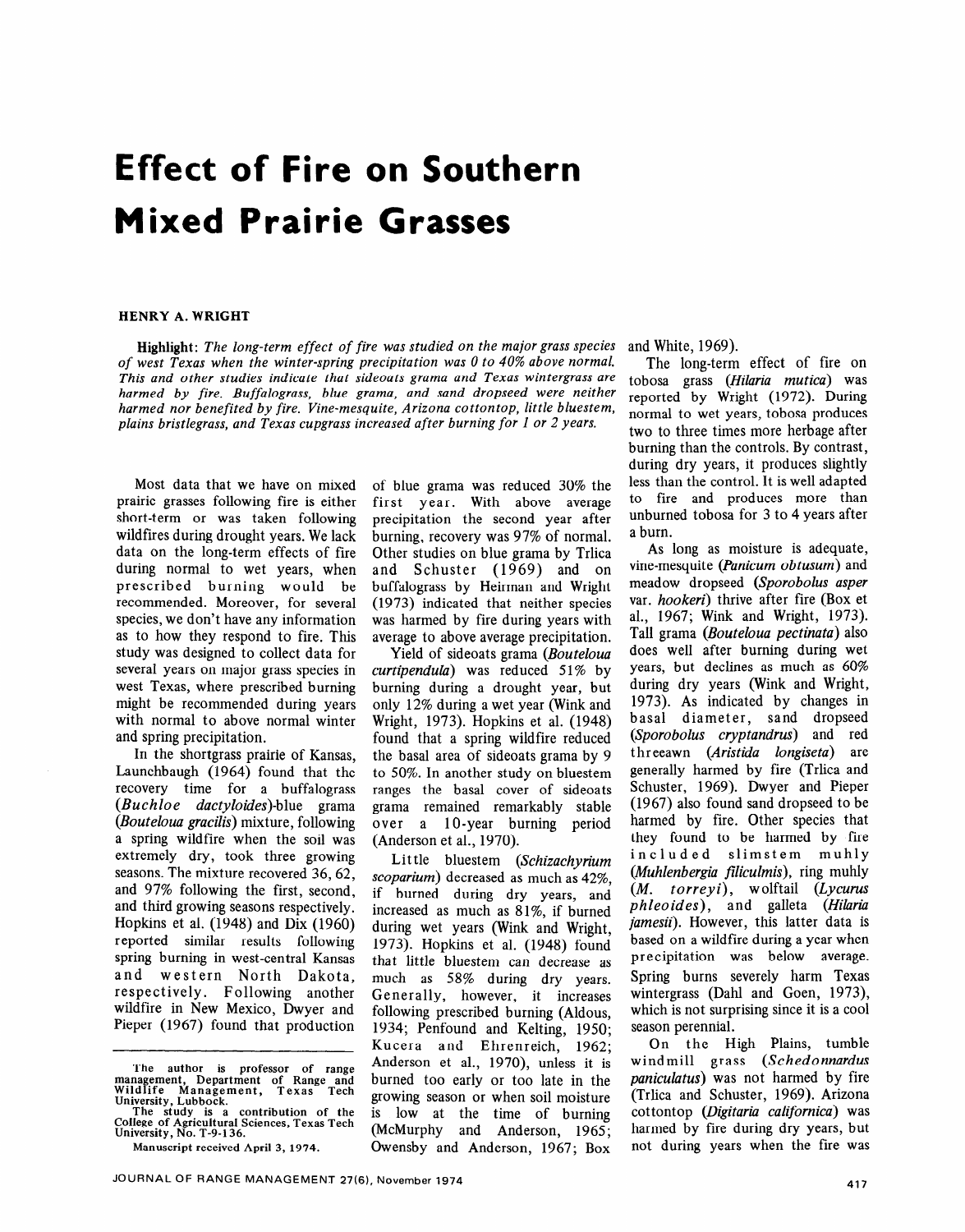# Effect of Fire on Southern Mixed Prairie Grasses

**HENRY A. WRIGHT**

**Highlight**: *The long-term effect of fire was studied on the major grass species of west Texas when the winter-spring precipitation was 0 to 40% above normal. This and other studies indicate that sideoats grama and Texas wintergrass are harmed by fire. Buffalograss, blue grama, and sand dropseed were neither harmed nor benefited by fire. Vine-mesquite, Arizona cottontop, little bluestem, plains bristlegrass, and Texas cupgrass increased after burning for 1 or 2 years.*

Most data that we have on mixed prairie grasses following fire is either short-term or was taken following wildfires during drought years. We lack data on the long-term effects of fire during normal to wet years, when prescribed burning would be recommended. Moreover, for several species, we don't have any information as to how they respond to fire. This study was designed to collect data for several years on major grass species in west Texas, where prescribed burning might be recommended during years with normal to above normal winter and spring precipitation.

In the shortgrass prairie of Kansas, Launchbaugh (1964) found that the recovery time for a buffalograss (*Buchloe dactyloides*)-blue grama (*Bouteloua gracilis*) mixture, following a spring wildfire when the soil was extremely dry, took three growing seasons. The mixture recovered 36, 62, and 97% following the first, second, and third growing seasons respectively. Hopkins et al. (1948) and Dix (1960) reported similar results following spring burning in west-central Kansas and western North Dakota, respectively. Following another wildfire in New Mexico, Dwyer and Pieper (1967) found that production of blue grama was reduced 30% the first year. With above average precipitation the second year after burning, recovery was 97% of normal. Other studies on blue grama by Trlica and Schuster (1969) and on buffalograss by Heirman and Wright (1973) indicated that neither species was harmed by fire during years with average to above average precipitation.

Yield of sideoats grama (*Bouteloua curtipendula*) was reduced 51% by burning during a drought year, but only 12% during a wet year (Wink and Wright, 1973). Hopkins et al. (1948) found that a spring wildfire reduced the basal area of sideoats grama by 9 to 50%. In another study on bluestem ranges the basal cover of sideoats grama remained remarkably stable over a 10-year burning period (Anderson et al., 1970).

Little bluestem (*Schizachyrium scoparium*) decreased as much as 42%, if burned during dry years, and increased as much as 81%, if burned during wet years (Wink and Wright, 1973). Hopkins et al. (1948) found that little bluestem can decrease as much as 58% during dry years. Generally, however, it increases following prescribed burning (Aldous, 1934; Penfound and Kelting, 1950; Kucera and Ehrenreich, 1962; Anderson et al., 1970), unless it is burned too early or too late in the growing season or when soil moisture is low at the time of burning (McMurphy and Anderson, 1965; Owensby and Anderson, 1967; Box and White, 1969).

The long-term effect of fire on tobosa grass (*Hilaria mutica*) was reported by Wright (1972). During normal to wet years, tobosa produces two to three times more herbage after burning than the controls. By contrast, during dry years, it produces slightly less than the control. It is well adapted to fire and produces more than unburned tobosa for 3 to 4 years after a burn.

As long as moisture is adequate, vine-mesquite (*Panicum obtusum*) and meadow dropseed (*Sporobolus asper* var. *hookeri*) thrive after fire (Box et al., 1967; Wink and Wright, 1973). Tall grama (*Bouteloua pectinata*) also does well after burning during wet years, but declines as much as 60% during dry years (Wink and Wright, 1973). As indicated by changes in basal diameter, sand dropseed (*Sporobolus cryptandrus*) and red threeawn (*Aristida longiseta*) are generally harmed by fire (Trlica and Schuster, 1969). Dwyer and Pieper (1967) also found sand dropseed to be harmed by fire. Other species that they found to be harmed by fire included slimstem muhly (*Muhlenbergia filiculmis*), ring muhly (*M. torreyi*), wolftail (*Lycurus phleoides*), and galleta (*Hilaria jamesii*). However, this latter data is based on a wildfire during a year when precipitation was below average. Spring burns severely harm Texas wintergrass (Dahl and Goen, 1973), which is not surprising since it is a cool season perennial.

On the High Plains, tumble windmill grass (*Schedonnardus paniculatus*) was not harmed by fire (Trlica and Schuster, 1969). Arizona cottontop (*Digitaria californica*) was harmed by fire during dry years, but not during years when the fire was

---

The author is professor of range management, Department of Range and Wildlife Management, Texas Tech University, Lubbock.

The study is a contribution of the College of Agricultural Sciences, Texas Tech University, No. T-9-136.

Manuscript received April 3, 1974.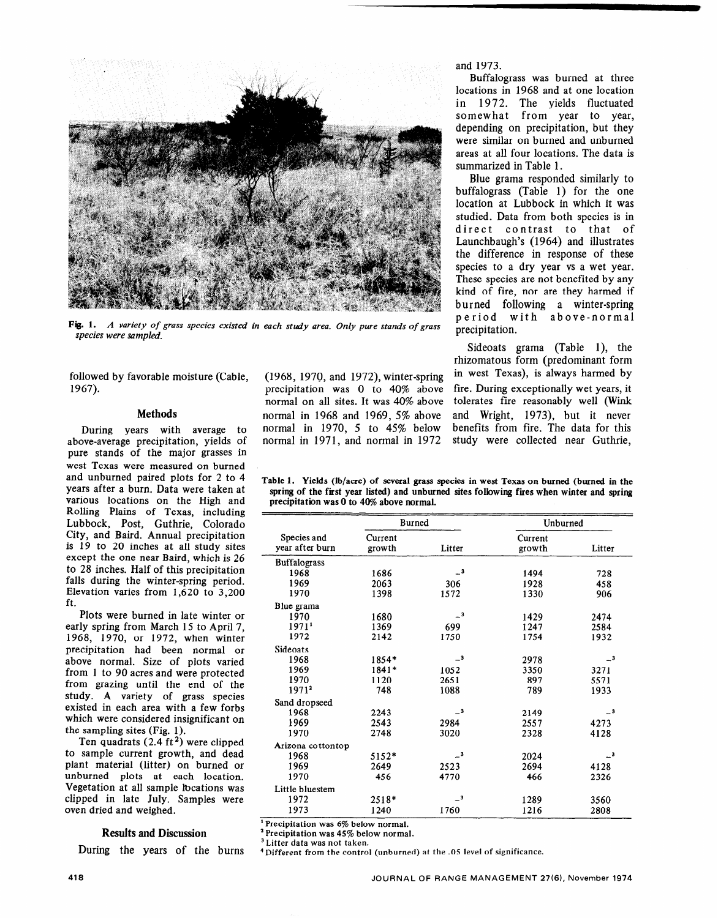Fig. 1. *A variety of grass species existed in each study area. Only pure stands of grass species were sampled.*

followed by favorable moisture (Cable, 1967).

## Methods

During years with average to above-average precipitation, yields of pure stands of the major grasses in west Texas were measured on burned and unburned paired plots for 2 to 4 years after a burn. Data were taken at various locations on the High and Rolling Plains of Texas, including Lubbock, Post, Guthrie, Colorado City, and Baird. Annual precipitation is 19 to 20 inches at all study sites except the one near Baird, which is 26 to 28 inches. Half of this precipitation falls during the winter-spring period. Elevation varies from 1,620 to 3,200 ft.

Plots were burned in late winter or early spring from March 15 to April 7, 1968, 1970, or 1972, when winter precipitation had been normal or above normal. Size of plots varied from 1 to 90 acres and were protected from grazing until the end of the study. A variety of grass species existed in each area with a few forbs which were considered insignificant on the sampling sites (Fig. 1).

Ten quadrats (2.4 $ft^2$) were clipped to sample current growth, and dead plant material (litter) on burned or unburned plots at each location. Vegetation at all sample locations was clipped in late July. Samples were oven dried and weighed.

## Results and Discussion

During the years of the burns (1968, 1970, and 1972), winter-spring precipitation was 0 to 40% above normal on all sites. It was 40% above normal in 1968 and 1969, 5% above normal in 1970, 5 to 45% below normal in 1971, and normal in 1972 and 1973.

Buffalograss was burned at three locations in 1968 and at one location in 1972. The yields fluctuated somewhat from year to year, depending on precipitation, but they were similar on burned and unburned areas at all four locations. The data is summarized in Table 1.

Blue grama responded similarly to buffalograss (Table 1) for the one location at Lubbock in which it was studied. Data from both species is in direct contrast to that of Launchbaugh's (1964) and illustrates the difference in response of these species to a dry year vs a wet year. These species are not benefited by any kind of fire, nor are they harmed if burned following a winter-spring period with above-normal precipitation.

Sideoats grama (Table 1), the rhizomatous form (predominant form in west Texas), is always harmed by fire. During exceptionally wet years, it tolerates fire reasonably well (Wink and Wright, 1973), but it never benefits from fire. The data for this study were collected near Guthrie,

**Table 1. Yields (lb/acre) of several grass species in west Texas on burned (burned in the spring of the first year listed) and unburned sites following fires when winter and spring precipitation was 0 to 40% above normal.**

| Species and year after burn | Burned | | Unburned | |
|---|---|---|---|---|
| | Current growth | Litter | Current growth | Litter |
| Buffalograss | | | | |
| 1968 | 1686 | –[3] | 1494 | 728 |
| 1969 | 2063 | 306 | 1928 | 458 |
| 1970 | 1398 | 1572 | 1330 | 906 |
| Blue grama | | | | |
| 1970 | 1680 | –[3] | 1429 | 2474 |
| 1971[1] | 1369 | 699 | 1247 | 2584 |
| 1972 | 2142 | 1750 | 1754 | 1932 |
| Sideoats | | | | |
| 1968 | 1854* | –[3] | 2978 | –[3] |
| 1969 | 1841* | 1052 | 3350 | 3271 |
| 1970 | 1120 | 2651 | 897 | 5571 |
| 1971[2] | 748 | 1088 | 789 | 1933 |
| Sand dropseed | | | | |
| 1968 | 2243 | –[3] | 2149 | –[3] |
| 1969 | 2543 | 2984 | 2557 | 4273 |
| 1970 | 2748 | 3020 | 2328 | 4128 |
| Arizona cottontop | | | | |
| 1968 | 5152* | –[3] | 2024 | –[3] |
| 1969 | 2649 | 2523 | 2694 | 4128 |
| 1970 | 456 | 4770 | 466 | 2326 |
| Little bluestem | | | | |
| 1972 | 2518* | –[3] | 1289 | 3560 |
| 1973 | 1240 | 1760 | 1216 | 2808 |

[1] Precipitation was 6% below normal.
[2] Precipitation was 45% below normal.
[3] Litter data was not taken.
[4] Different from the control (unburned) at the .05 level of significance.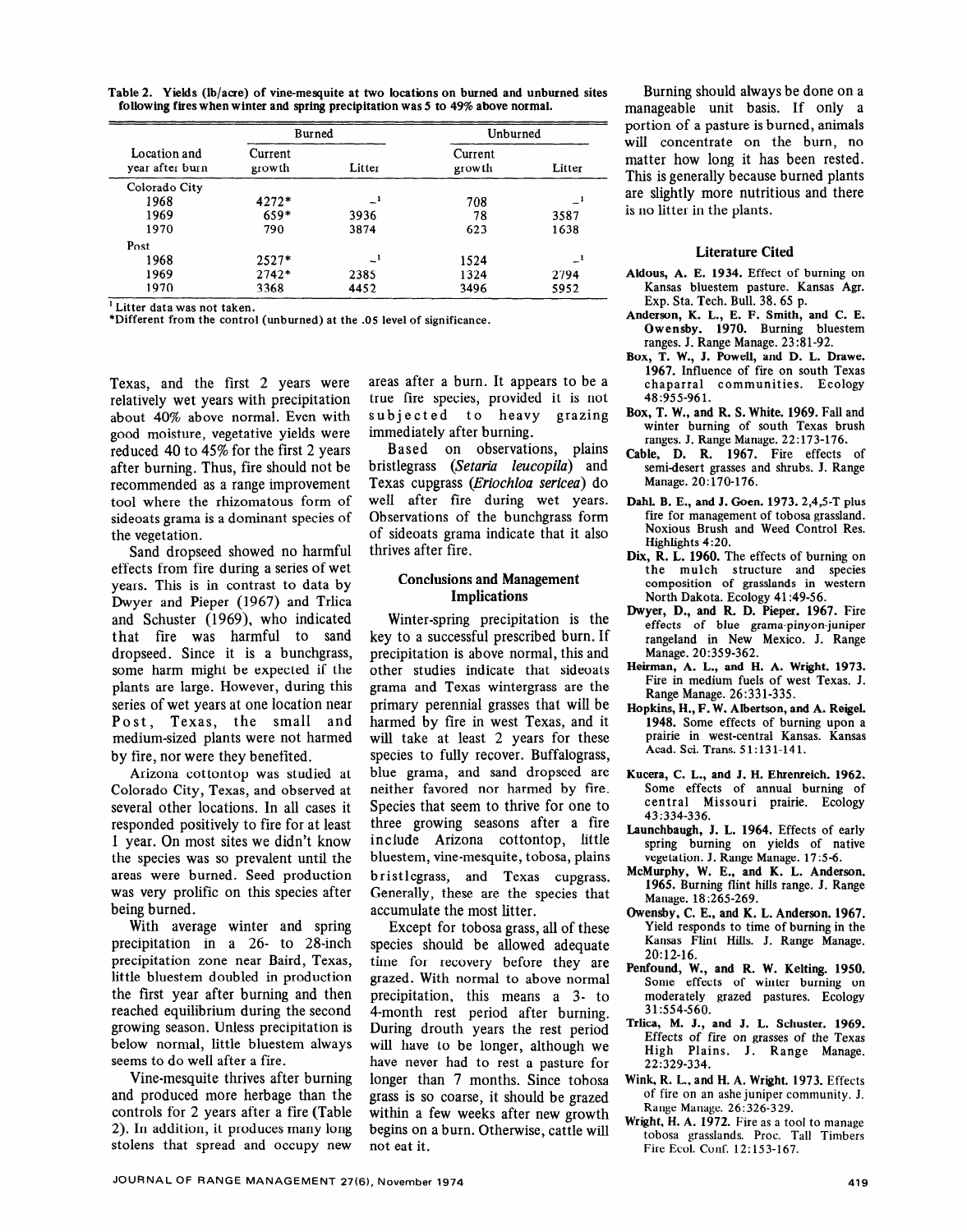**Table 2. Yields (lb/acre) of vine-mesquite at two locations on burned and unburned sites following fires when winter and spring precipitation was 5 to 49% above normal.**

| Location and year after burn | Burned | | Unburned | |
|---|---|---|---|---|
| | Current growth | Litter | Current growth | Litter |
| Colorado City | | | | |
| 1968 | 4272* | –[1] | 708 | –[1] |
| 1969 | 659* | 3936 | 78 | 3587 |
| 1970 | 790 | 3874 | 623 | 1638 |
| Post | | | | |
| 1968 | 2527* | –[1] | 1524 | –[1] |
| 1969 | 2742* | 2385 | 1324 | 2794 |
| 1970 | 3368 | 4452 | 3496 | 5952 |

[1] Litter data was not taken.
*Different from the control (unburned) at the .05 level of significance.

Texas, and the first 2 years were relatively wet years with precipitation about 40% above normal. Even with good moisture, vegetative yields were reduced 40 to 45% for the first 2 years after burning. Thus, fire should not be recommended as a range improvement tool where the rhizomatous form of sideoats grama is a dominant species of the vegetation.

Sand dropseed showed no harmful effects from fire during a series of wet years. This is in contrast to data by Dwyer and Pieper (1967) and Trlica and Schuster (1969), who indicated that fire was harmful to sand dropseed. Since it is a bunchgrass, some harm might be expected if the plants are large. However, during this series of wet years at one location near Post, Texas, the small and medium-sized plants were not harmed by fire, nor were they benefited.

Arizona cottontop was studied at Colorado City, Texas, and observed at several other locations. In all cases it responded positively to fire for at least 1 year. On most sites we didn't know the species was so prevalent until the areas were burned. Seed production was very prolific on this species after being burned.

With average winter and spring precipitation in a 26- to 28-inch precipitation zone near Baird, Texas, little bluestem doubled in production the first year after burning and then reached equilibrium during the second growing season. Unless precipitation is below normal, little bluestem always seems to do well after a fire.

Vine-mesquite thrives after burning and produced more herbage than the controls for 2 years after a fire (Table 2). In addition, it produces many long stolens that spread and occupy new areas after a burn. It appears to be a true fire species, provided it is not subjected to heavy grazing immediately after burning.

Based on observations, plains bristlegrass (*Setaria leucopila*) and Texas cupgrass (*Eriochloa sericea*) do well after fire during wet years. Observations of the bunchgrass form of sideoats grama indicate that it also thrives after fire.

## Conclusions and Management Implications

Winter-spring precipitation is the key to a successful prescribed burn. If precipitation is above normal, this and other studies indicate that sideoats grama and Texas wintergrass are the primary perennial grasses that will be harmed by fire in west Texas, and it will take at least 2 years for these species to fully recover. Buffalograss, blue grama, and sand dropseed are neither favored nor harmed by fire. Species that seem to thrive for one to three growing seasons after a fire include Arizona cottontop, little bluestem, vine-mesquite, tobosa, plains bristlegrass, and Texas cupgrass. Generally, these are the species that accumulate the most litter.

Except for tobosa grass, all of these species should be allowed adequate time for recovery before they are grazed. With normal to above normal precipitation, this means a 3- to 4-month rest period after burning. During drouth years the rest period will have to be longer, although we have never had to rest a pasture for longer than 7 months. Since tobosa grass is so coarse, it should be grazed within a few weeks after new growth begins on a burn. Otherwise, cattle will not eat it.

Burning should always be done on a manageable unit basis. If only a portion of a pasture is burned, animals will concentrate on the burn, no matter how long it has been rested. This is generally because burned plants are slightly more nutritious and there is no litter in the plants.

## Literature Cited

**Aldous, A. E. 1934.** Effect of burning on Kansas bluestem pasture. Kansas Agr. Exp. Sta. Tech. Bull. 38. 65 p.

**Anderson, K. L., E. F. Smith, and C. E. Owensby. 1970.** Burning bluestem ranges. J. Range Manage. 23:81-92.

**Box, T. W., J. Powell, and D. L. Drawe. 1967.** Influence of fire on south Texas chaparral communities. Ecology 48:955-961.

**Box, T. W., and R. S. White. 1969.** Fall and winter burning of south Texas brush ranges. J. Range Manage. 22:173-176.

**Cable, D. R. 1967.** Fire effects of semi-desert grasses and shrubs. J. Range Manage. 20:170-176.

**Dahl. B. E., and J. Goen. 1973.** 2,4,5-T plus fire for management of tobosa grassland. Noxious Brush and Weed Control Res. Highlights 4:20.

**Dix, R. L. 1960.** The effects of burning on the mulch structure and species composition of grasslands in western North Dakota. Ecology 41:49-56.

**Dwyer, D., and R. D. Pieper. 1967.** Fire effects of blue grama-pinyon-juniper rangeland in New Mexico. J. Range Manage. 20:359-362.

**Heirman, A. L., and H. A. Wright. 1973.** Fire in medium fuels of west Texas. J. Range Manage. 26:331-335.

**Hopkins, H., F. W. Albertson, and A. Reigel. 1948.** Some effects of burning upon a prairie in west-central Kansas. Kansas Acad. Sci. Trans. 51:131-141.

**Kucera, C. L., and J. H. Ehrenreich. 1962.** Some effects of annual burning of central Missouri prairie. Ecology 43:334-336.

**Launchbaugh, J. L. 1964.** Effects of early spring burning on yields of native vegetation. J. Range Manage. 17:5-6.

**McMurphy, W. E., and K. L. Anderson. 1965.** Burning flint hills range. J. Range Manage. 18:265-269.

**Owensby, C. E., and K. L. Anderson. 1967.** Yield responds to time of burning in the Kansas Flint Hills. J. Range Manage. 20:12-16.

**Penfound, W., and R. W. Kelting. 1950.** Some effects of winter burning on moderately grazed pastures. Ecology 31:554-560.

**Trlica, M. J., and J. L. Schuster. 1969.** Effects of fire on grasses of the Texas High Plains. J. Range Manage. 22:329-334.

**Wink, R. L., and H. A. Wright. 1973.** Effects of fire on an ashe juniper community. J. Range Manage. 26:326-329.

**Wright, H. A. 1972.** Fire as a tool to manage tobosa grasslands. Proc. Tall Timbers Fire Ecol. Conf. 12:153-167.